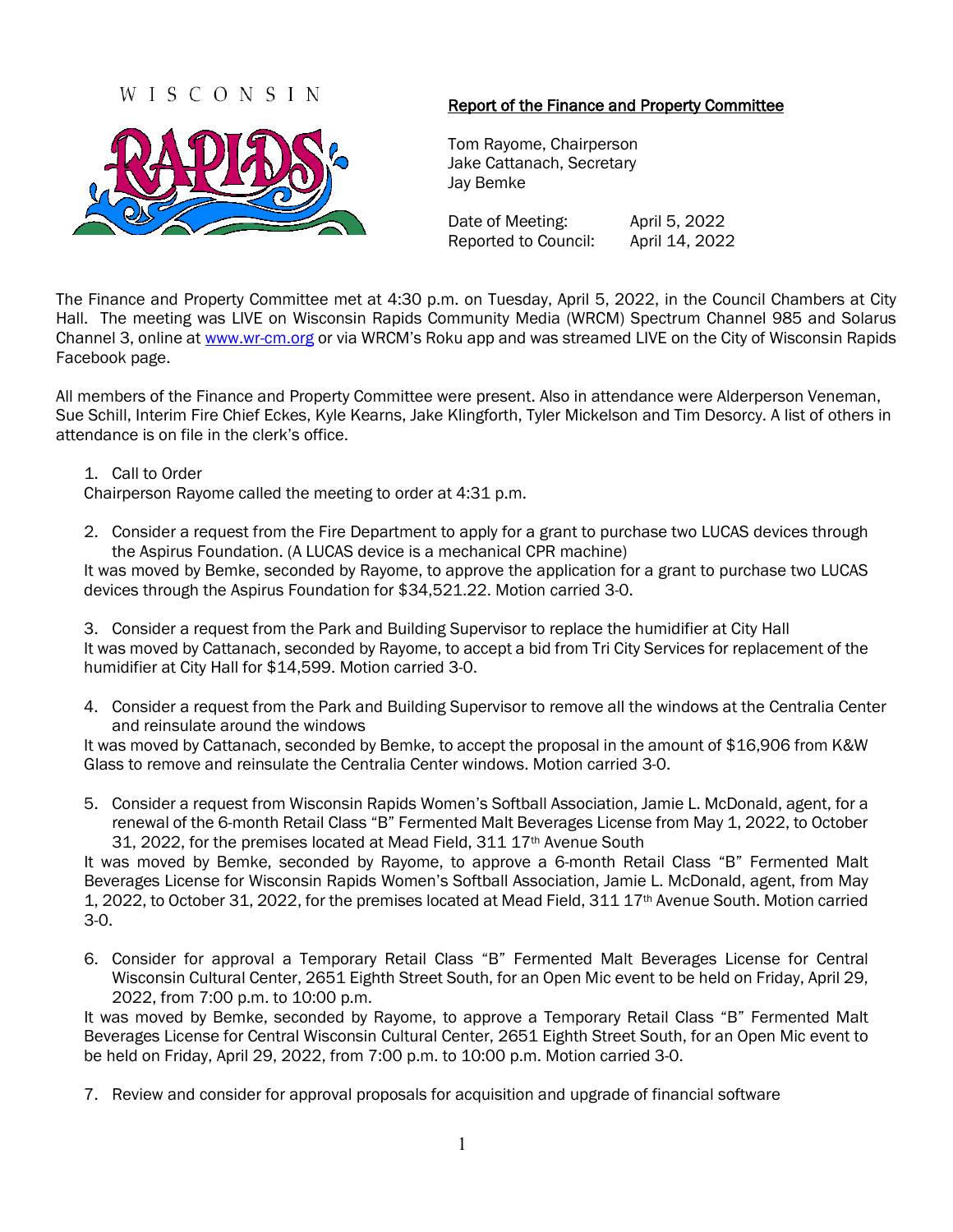WISCONSIN RAPIDS

## Report of the Finance and Property Committee

Tom Rayome, Chairperson
Jake Cattanach, Secretary
Jay Bemke

Date of Meeting: April 5, 2022
Reported to Council: April 14, 2022

The Finance and Property Committee met at 4:30 p.m. on Tuesday, April 5, 2022, in the Council Chambers at City Hall. The meeting was LIVE on Wisconsin Rapids Community Media (WRCM) Spectrum Channel 985 and Solarus Channel 3, online at www.wr-cm.org or via WRCM's Roku app and was streamed LIVE on the City of Wisconsin Rapids Facebook page.

All members of the Finance and Property Committee were present. Also in attendance were Alderperson Veneman, Sue Schill, Interim Fire Chief Eckes, Kyle Kearns, Jake Klingforth, Tyler Mickelson and Tim Desorcy. A list of others in attendance is on file in the clerk's office.

1. Call to Order

Chairperson Rayome called the meeting to order at 4:31 p.m.

2. Consider a request from the Fire Department to apply for a grant to purchase two LUCAS devices through the Aspirus Foundation. (A LUCAS device is a mechanical CPR machine)

It was moved by Bemke, seconded by Rayome, to approve the application for a grant to purchase two LUCAS devices through the Aspirus Foundation for $34,521.22. Motion carried 3-0.

3. Consider a request from the Park and Building Supervisor to replace the humidifier at City Hall

It was moved by Cattanach, seconded by Rayome, to accept a bid from Tri City Services for replacement of the humidifier at City Hall for $14,599. Motion carried 3-0.

4. Consider a request from the Park and Building Supervisor to remove all the windows at the Centralia Center and reinsulate around the windows

It was moved by Cattanach, seconded by Bemke, to accept the proposal in the amount of $16,906 from K&W Glass to remove and reinsulate the Centralia Center windows. Motion carried 3-0.

5. Consider a request from Wisconsin Rapids Women's Softball Association, Jamie L. McDonald, agent, for a renewal of the 6-month Retail Class "B" Fermented Malt Beverages License from May 1, 2022, to October 31, 2022, for the premises located at Mead Field, 311 17th Avenue South

It was moved by Bemke, seconded by Rayome, to approve a 6-month Retail Class "B" Fermented Malt Beverages License for Wisconsin Rapids Women's Softball Association, Jamie L. McDonald, agent, from May 1, 2022, to October 31, 2022, for the premises located at Mead Field, 311 17th Avenue South. Motion carried 3-0.

6. Consider for approval a Temporary Retail Class "B" Fermented Malt Beverages License for Central Wisconsin Cultural Center, 2651 Eighth Street South, for an Open Mic event to be held on Friday, April 29, 2022, from 7:00 p.m. to 10:00 p.m.

It was moved by Bemke, seconded by Rayome, to approve a Temporary Retail Class "B" Fermented Malt Beverages License for Central Wisconsin Cultural Center, 2651 Eighth Street South, for an Open Mic event to be held on Friday, April 29, 2022, from 7:00 p.m. to 10:00 p.m. Motion carried 3-0.

7. Review and consider for approval proposals for acquisition and upgrade of financial software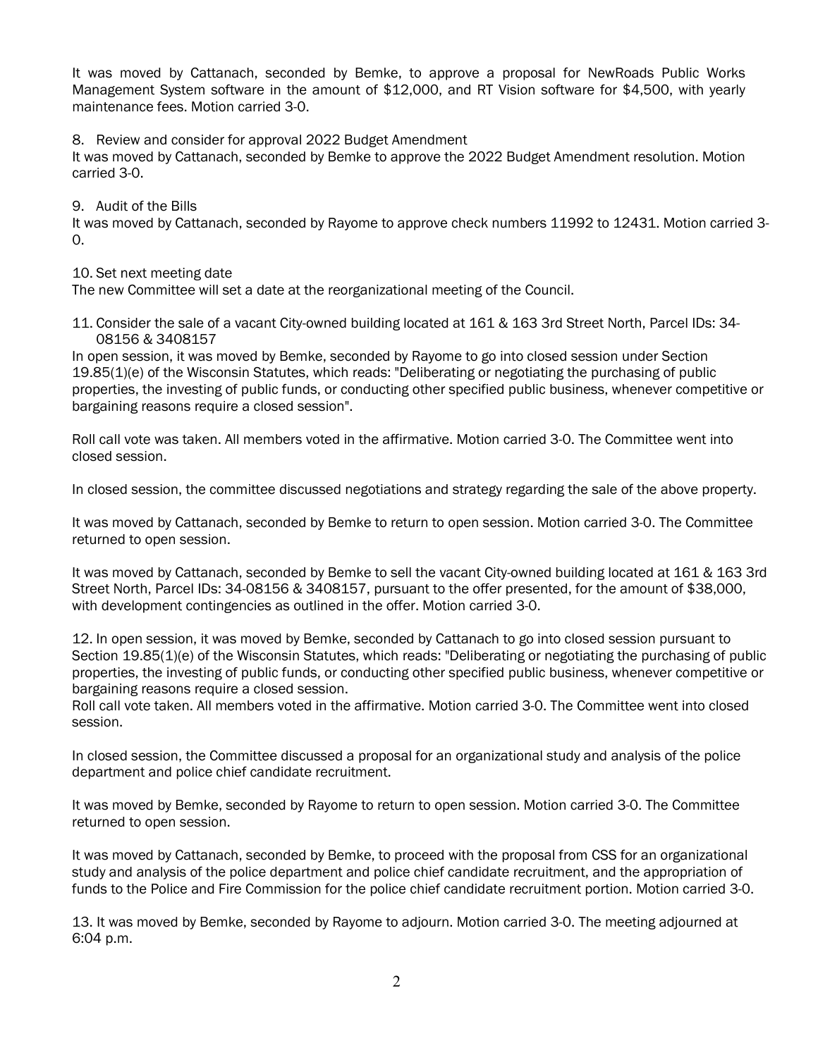It was moved by Cattanach, seconded by Bemke, to approve a proposal for NewRoads Public Works Management System software in the amount of $12,000, and RT Vision software for $4,500, with yearly maintenance fees. Motion carried 3-0.

8. Review and consider for approval 2022 Budget Amendment

It was moved by Cattanach, seconded by Bemke to approve the 2022 Budget Amendment resolution. Motion carried 3-0.

9. Audit of the Bills

It was moved by Cattanach, seconded by Rayome to approve check numbers 11992 to 12431. Motion carried 3-0.

10. Set next meeting date

The new Committee will set a date at the reorganizational meeting of the Council.

11. Consider the sale of a vacant City-owned building located at 161 & 163 3rd Street North, Parcel IDs: 34-08156 & 3408157

In open session, it was moved by Bemke, seconded by Rayome to go into closed session under Section 19.85(1)(e) of the Wisconsin Statutes, which reads: "Deliberating or negotiating the purchasing of public properties, the investing of public funds, or conducting other specified public business, whenever competitive or bargaining reasons require a closed session".

Roll call vote was taken. All members voted in the affirmative. Motion carried 3-0. The Committee went into closed session.

In closed session, the committee discussed negotiations and strategy regarding the sale of the above property.

It was moved by Cattanach, seconded by Bemke to return to open session. Motion carried 3-0. The Committee returned to open session.

It was moved by Cattanach, seconded by Bemke to sell the vacant City-owned building located at 161 & 163 3rd Street North, Parcel IDs: 34-08156 & 3408157, pursuant to the offer presented, for the amount of $38,000, with development contingencies as outlined in the offer. Motion carried 3-0.

12. In open session, it was moved by Bemke, seconded by Cattanach to go into closed session pursuant to Section 19.85(1)(e) of the Wisconsin Statutes, which reads: "Deliberating or negotiating the purchasing of public properties, the investing of public funds, or conducting other specified public business, whenever competitive or bargaining reasons require a closed session.

Roll call vote taken. All members voted in the affirmative. Motion carried 3-0. The Committee went into closed session.

In closed session, the Committee discussed a proposal for an organizational study and analysis of the police department and police chief candidate recruitment.

It was moved by Bemke, seconded by Rayome to return to open session. Motion carried 3-0. The Committee returned to open session.

It was moved by Cattanach, seconded by Bemke, to proceed with the proposal from CSS for an organizational study and analysis of the police department and police chief candidate recruitment, and the appropriation of funds to the Police and Fire Commission for the police chief candidate recruitment portion. Motion carried 3-0.

13. It was moved by Bemke, seconded by Rayome to adjourn. Motion carried 3-0. The meeting adjourned at 6:04 p.m.